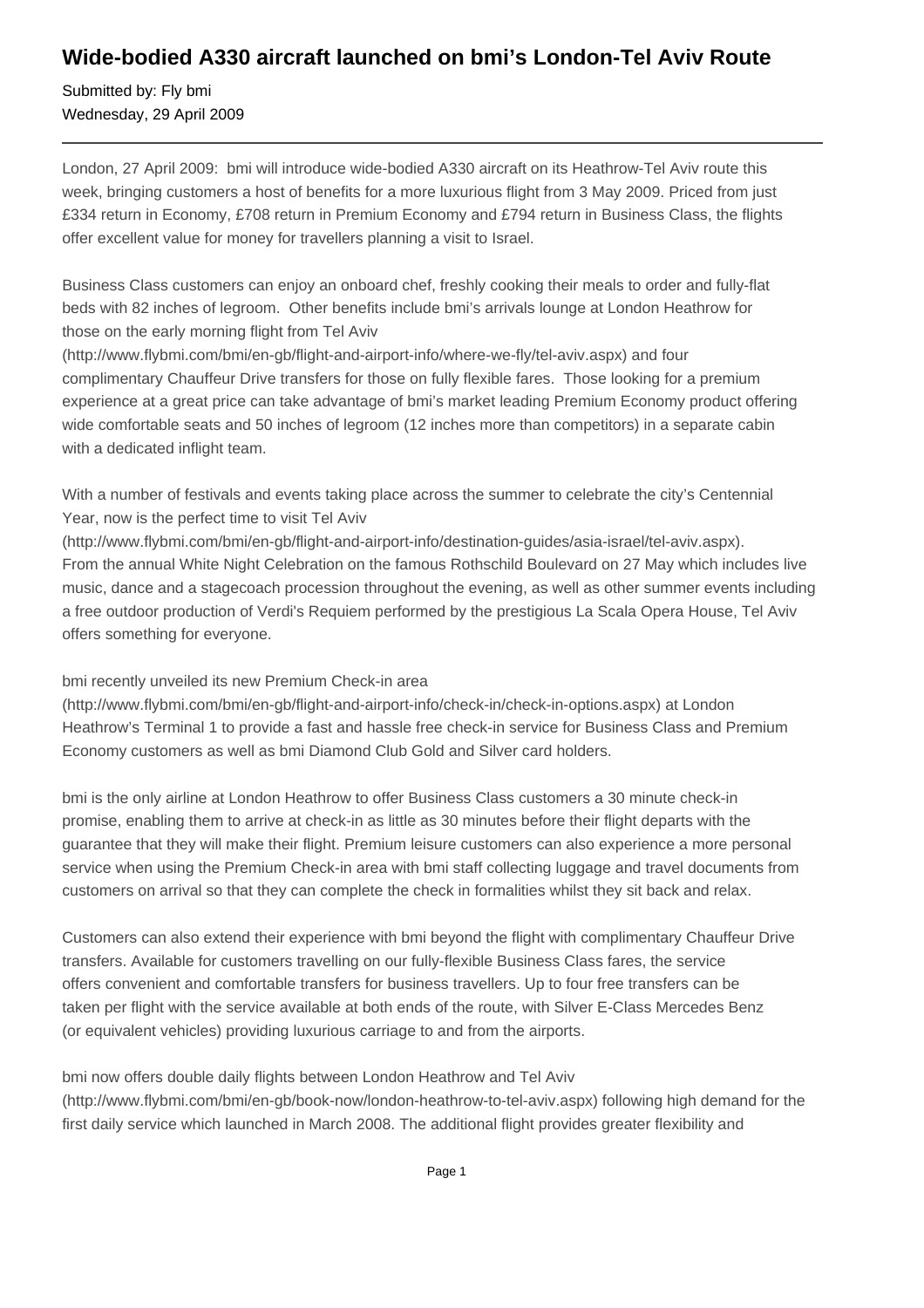# Wide-bodied A330 aircraft launched on bmi's London-Tel Aviv Route

Submitted by: Fly bmi
Wednesday, 29 April 2009

---

London, 27 April 2009:  bmi will introduce wide-bodied A330 aircraft on its Heathrow-Tel Aviv route this week, bringing customers a host of benefits for a more luxurious flight from 3 May 2009. Priced from just £334 return in Economy, £708 return in Premium Economy and £794 return in Business Class, the flights offer excellent value for money for travellers planning a visit to Israel.

Business Class customers can enjoy an onboard chef, freshly cooking their meals to order and fully-flat beds with 82 inches of legroom.  Other benefits include bmi's arrivals lounge at London Heathrow for those on the early morning flight from Tel Aviv (http://www.flybmi.com/bmi/en-gb/flight-and-airport-info/where-we-fly/tel-aviv.aspx) and four complimentary Chauffeur Drive transfers for those on fully flexible fares.  Those looking for a premium experience at a great price can take advantage of bmi's market leading Premium Economy product offering wide comfortable seats and 50 inches of legroom (12 inches more than competitors) in a separate cabin with a dedicated inflight team.

With a number of festivals and events taking place across the summer to celebrate the city's Centennial Year, now is the perfect time to visit Tel Aviv (http://www.flybmi.com/bmi/en-gb/flight-and-airport-info/destination-guides/asia-israel/tel-aviv.aspx). From the annual White Night Celebration on the famous Rothschild Boulevard on 27 May which includes live music, dance and a stagecoach procession throughout the evening, as well as other summer events including a free outdoor production of Verdi's Requiem performed by the prestigious La Scala Opera House, Tel Aviv offers something for everyone.

bmi recently unveiled its new Premium Check-in area (http://www.flybmi.com/bmi/en-gb/flight-and-airport-info/check-in/check-in-options.aspx) at London Heathrow's Terminal 1 to provide a fast and hassle free check-in service for Business Class and Premium Economy customers as well as bmi Diamond Club Gold and Silver card holders.

bmi is the only airline at London Heathrow to offer Business Class customers a 30 minute check-in promise, enabling them to arrive at check-in as little as 30 minutes before their flight departs with the guarantee that they will make their flight. Premium leisure customers can also experience a more personal service when using the Premium Check-in area with bmi staff collecting luggage and travel documents from customers on arrival so that they can complete the check in formalities whilst they sit back and relax.

Customers can also extend their experience with bmi beyond the flight with complimentary Chauffeur Drive transfers. Available for customers travelling on our fully-flexible Business Class fares, the service offers convenient and comfortable transfers for business travellers. Up to four free transfers can be taken per flight with the service available at both ends of the route, with Silver E-Class Mercedes Benz (or equivalent vehicles) providing luxurious carriage to and from the airports.

bmi now offers double daily flights between London Heathrow and Tel Aviv (http://www.flybmi.com/bmi/en-gb/book-now/london-heathrow-to-tel-aviv.aspx) following high demand for the first daily service which launched in March 2008. The additional flight provides greater flexibility and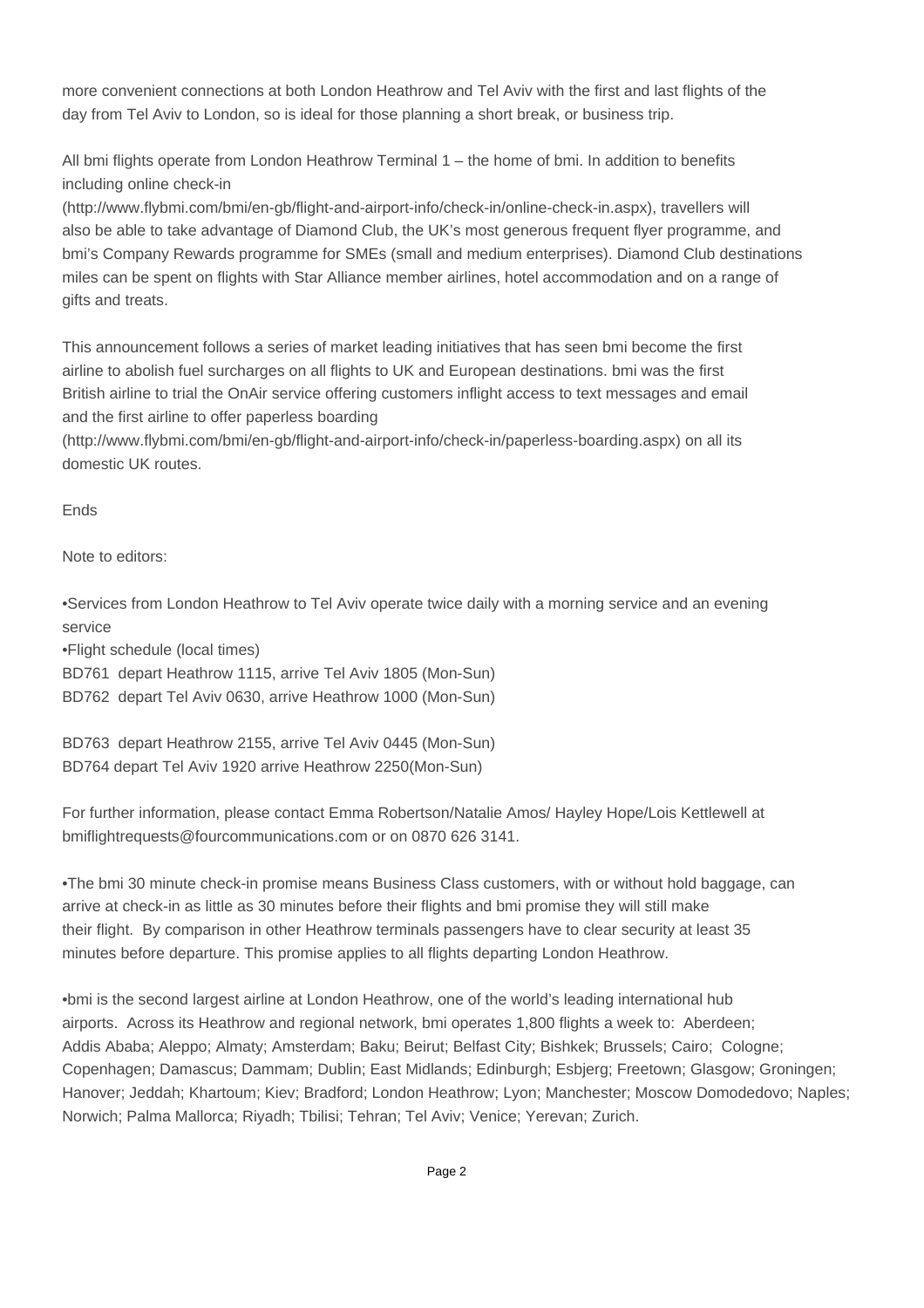more convenient connections at both London Heathrow and Tel Aviv with the first and last flights of the day from Tel Aviv to London, so is ideal for those planning a short break, or business trip.

All bmi flights operate from London Heathrow Terminal 1 – the home of bmi. In addition to benefits including online check-in (http://www.flybmi.com/bmi/en-gb/flight-and-airport-info/check-in/online-check-in.aspx), travellers will also be able to take advantage of Diamond Club, the UK's most generous frequent flyer programme, and bmi's Company Rewards programme for SMEs (small and medium enterprises). Diamond Club destinations miles can be spent on flights with Star Alliance member airlines, hotel accommodation and on a range of gifts and treats.

This announcement follows a series of market leading initiatives that has seen bmi become the first airline to abolish fuel surcharges on all flights to UK and European destinations. bmi was the first British airline to trial the OnAir service offering customers inflight access to text messages and email and the first airline to offer paperless boarding (http://www.flybmi.com/bmi/en-gb/flight-and-airport-info/check-in/paperless-boarding.aspx) on all its domestic UK routes.

Ends

Note to editors:

•Services from London Heathrow to Tel Aviv operate twice daily with a morning service and an evening service
•Flight schedule (local times)
BD761 depart Heathrow 1115, arrive Tel Aviv 1805 (Mon-Sun)
BD762 depart Tel Aviv 0630, arrive Heathrow 1000 (Mon-Sun)

BD763 depart Heathrow 2155, arrive Tel Aviv 0445 (Mon-Sun)
BD764 depart Tel Aviv 1920 arrive Heathrow 2250(Mon-Sun)

For further information, please contact Emma Robertson/Natalie Amos/ Hayley Hope/Lois Kettlewell at bmiflightrequests@fourcommunications.com or on 0870 626 3141.

•The bmi 30 minute check-in promise means Business Class customers, with or without hold baggage, can arrive at check-in as little as 30 minutes before their flights and bmi promise they will still make their flight. By comparison in other Heathrow terminals passengers have to clear security at least 35 minutes before departure. This promise applies to all flights departing London Heathrow.

•bmi is the second largest airline at London Heathrow, one of the world's leading international hub airports. Across its Heathrow and regional network, bmi operates 1,800 flights a week to: Aberdeen; Addis Ababa; Aleppo; Almaty; Amsterdam; Baku; Beirut; Belfast City; Bishkek; Brussels; Cairo; Cologne; Copenhagen; Damascus; Dammam; Dublin; East Midlands; Edinburgh; Esbjerg; Freetown; Glasgow; Groningen; Hanover; Jeddah; Khartoum; Kiev; Bradford; London Heathrow; Lyon; Manchester; Moscow Domodedovo; Naples; Norwich; Palma Mallorca; Riyadh; Tbilisi; Tehran; Tel Aviv; Venice; Yerevan; Zurich.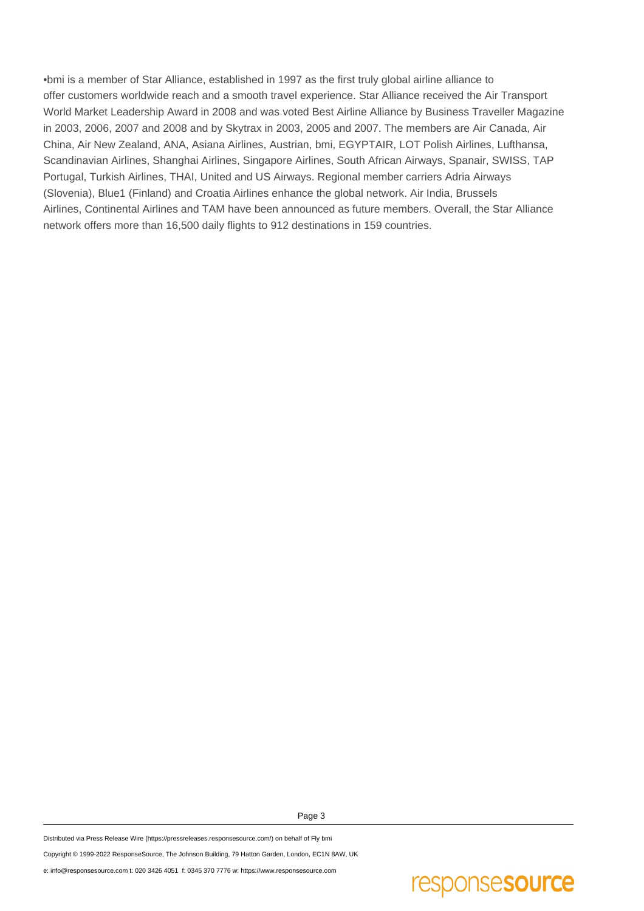•bmi is a member of Star Alliance, established in 1997 as the first truly global airline alliance to offer customers worldwide reach and a smooth travel experience. Star Alliance received the Air Transport World Market Leadership Award in 2008 and was voted Best Airline Alliance by Business Traveller Magazine in 2003, 2006, 2007 and 2008 and by Skytrax in 2003, 2005 and 2007. The members are Air Canada, Air China, Air New Zealand, ANA, Asiana Airlines, Austrian, bmi, EGYPTAIR, LOT Polish Airlines, Lufthansa, Scandinavian Airlines, Shanghai Airlines, Singapore Airlines, South African Airways, Spanair, SWISS, TAP Portugal, Turkish Airlines, THAI, United and US Airways. Regional member carriers Adria Airways (Slovenia), Blue1 (Finland) and Croatia Airlines enhance the global network. Air India, Brussels Airlines, Continental Airlines and TAM have been announced as future members. Overall, the Star Alliance network offers more than 16,500 daily flights to 912 destinations in 159 countries.

Distributed via Press Release Wire (https://pressreleases.responsesource.com/) on behalf of Fly bmi

Copyright © 1999-2022 ResponseSource, The Johnson Building, 79 Hatton Garden, London, EC1N 8AW, UK

e: info@responsesource.com t: 020 3426 4051 f: 0345 370 7776 w: https://www.responsesource.com